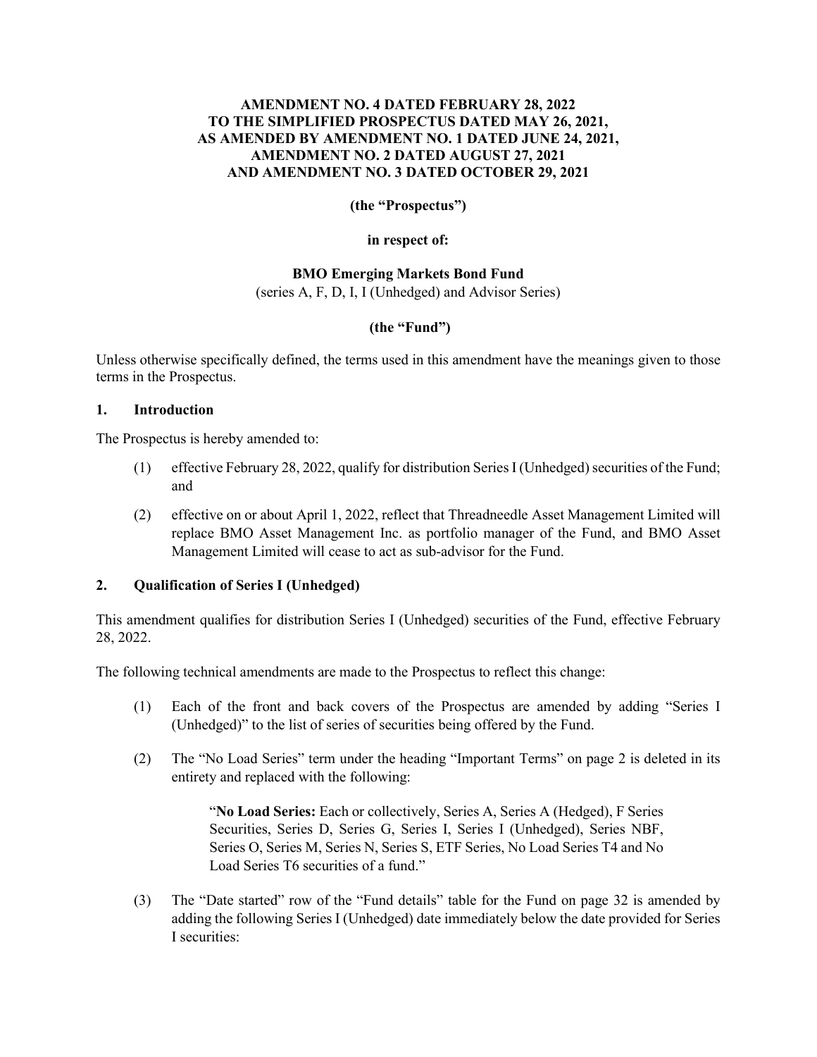**AMENDMENT NO. 4 DATED FEBRUARY 28, 2022**
**TO THE SIMPLIFIED PROSPECTUS DATED MAY 26, 2021,**
**AS AMENDED BY AMENDMENT NO. 1 DATED JUNE 24, 2021,**
**AMENDMENT NO. 2 DATED AUGUST 27, 2021**
**AND AMENDMENT NO. 3 DATED OCTOBER 29, 2021**

**(the "Prospectus")**

**in respect of:**

**BMO Emerging Markets Bond Fund**
(series A, F, D, I, I (Unhedged) and Advisor Series)

**(the "Fund")**

Unless otherwise specifically defined, the terms used in this amendment have the meanings given to those terms in the Prospectus.

## 1. Introduction

The Prospectus is hereby amended to:

(1) effective February 28, 2022, qualify for distribution Series I (Unhedged) securities of the Fund; and

(2) effective on or about April 1, 2022, reflect that Threadneedle Asset Management Limited will replace BMO Asset Management Inc. as portfolio manager of the Fund, and BMO Asset Management Limited will cease to act as sub-advisor for the Fund.

## 2. Qualification of Series I (Unhedged)

This amendment qualifies for distribution Series I (Unhedged) securities of the Fund, effective February 28, 2022.

The following technical amendments are made to the Prospectus to reflect this change:

(1) Each of the front and back covers of the Prospectus are amended by adding "Series I (Unhedged)" to the list of series of securities being offered by the Fund.

(2) The "No Load Series" term under the heading "Important Terms" on page 2 is deleted in its entirety and replaced with the following:

> "**No Load Series:** Each or collectively, Series A, Series A (Hedged), F Series Securities, Series D, Series G, Series I, Series I (Unhedged), Series NBF, Series O, Series M, Series N, Series S, ETF Series, No Load Series T4 and No Load Series T6 securities of a fund."

(3) The "Date started" row of the "Fund details" table for the Fund on page 32 is amended by adding the following Series I (Unhedged) date immediately below the date provided for Series I securities: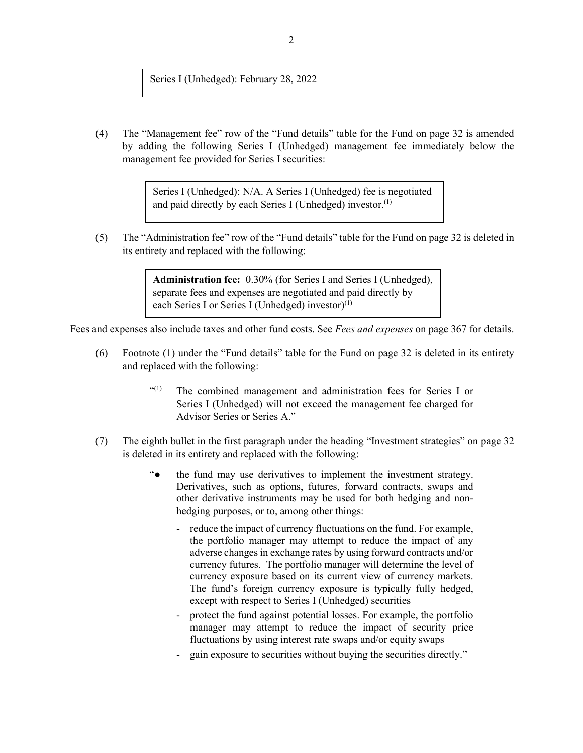Series I (Unhedged): February 28, 2022

(4) The "Management fee" row of the "Fund details" table for the Fund on page 32 is amended by adding the following Series I (Unhedged) management fee immediately below the management fee provided for Series I securities:

> Series I (Unhedged): N/A. A Series I (Unhedged) fee is negotiated and paid directly by each Series I (Unhedged) investor.[1]

(5) The "Administration fee" row of the "Fund details" table for the Fund on page 32 is deleted in its entirety and replaced with the following:

> **Administration fee:** 0.30% (for Series I and Series I (Unhedged), separate fees and expenses are negotiated and paid directly by each Series I or Series I (Unhedged) investor)[1]

Fees and expenses also include taxes and other fund costs. See *Fees and expenses* on page 367 for details.

(6) Footnote (1) under the "Fund details" table for the Fund on page 32 is deleted in its entirety and replaced with the following:

> "[1] The combined management and administration fees for Series I or Series I (Unhedged) will not exceed the management fee charged for Advisor Series or Series A."

(7) The eighth bullet in the first paragraph under the heading "Investment strategies" on page 32 is deleted in its entirety and replaced with the following:

> "● the fund may use derivatives to implement the investment strategy. Derivatives, such as options, futures, forward contracts, swaps and other derivative instruments may be used for both hedging and non-hedging purposes, or to, among other things:
>
> - reduce the impact of currency fluctuations on the fund. For example, the portfolio manager may attempt to reduce the impact of any adverse changes in exchange rates by using forward contracts and/or currency futures. The portfolio manager will determine the level of currency exposure based on its current view of currency markets. The fund's foreign currency exposure is typically fully hedged, except with respect to Series I (Unhedged) securities
> - protect the fund against potential losses. For example, the portfolio manager may attempt to reduce the impact of security price fluctuations by using interest rate swaps and/or equity swaps
> - gain exposure to securities without buying the securities directly."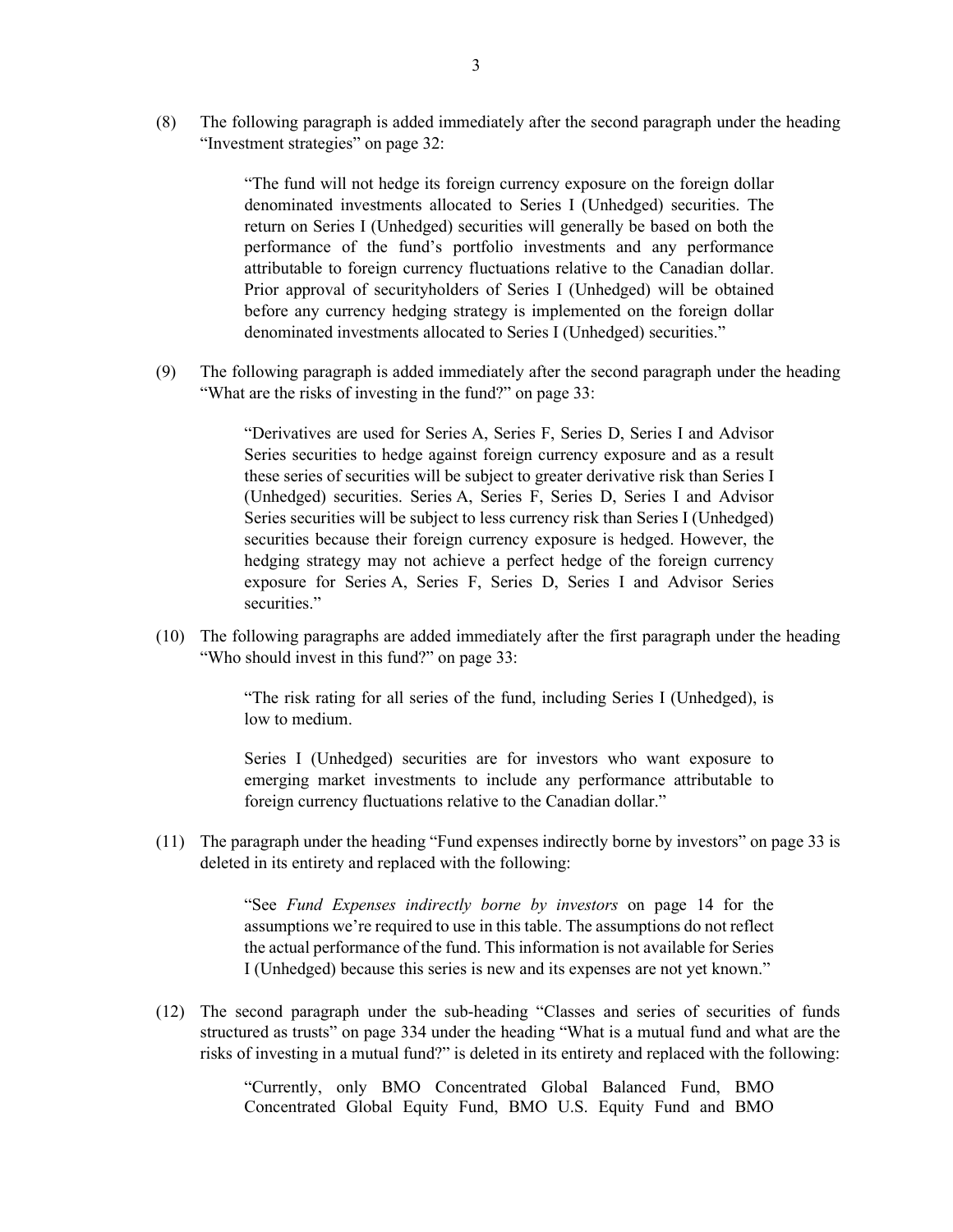(8) The following paragraph is added immediately after the second paragraph under the heading "Investment strategies" on page 32:

> "The fund will not hedge its foreign currency exposure on the foreign dollar denominated investments allocated to Series I (Unhedged) securities. The return on Series I (Unhedged) securities will generally be based on both the performance of the fund's portfolio investments and any performance attributable to foreign currency fluctuations relative to the Canadian dollar. Prior approval of securityholders of Series I (Unhedged) will be obtained before any currency hedging strategy is implemented on the foreign dollar denominated investments allocated to Series I (Unhedged) securities."

(9) The following paragraph is added immediately after the second paragraph under the heading "What are the risks of investing in the fund?" on page 33:

> "Derivatives are used for Series A, Series F, Series D, Series I and Advisor Series securities to hedge against foreign currency exposure and as a result these series of securities will be subject to greater derivative risk than Series I (Unhedged) securities. Series A, Series F, Series D, Series I and Advisor Series securities will be subject to less currency risk than Series I (Unhedged) securities because their foreign currency exposure is hedged. However, the hedging strategy may not achieve a perfect hedge of the foreign currency exposure for Series A, Series F, Series D, Series I and Advisor Series securities."

(10) The following paragraphs are added immediately after the first paragraph under the heading "Who should invest in this fund?" on page 33:

> "The risk rating for all series of the fund, including Series I (Unhedged), is low to medium.
>
> Series I (Unhedged) securities are for investors who want exposure to emerging market investments to include any performance attributable to foreign currency fluctuations relative to the Canadian dollar."

(11) The paragraph under the heading "Fund expenses indirectly borne by investors" on page 33 is deleted in its entirety and replaced with the following:

> "See *Fund Expenses indirectly borne by investors* on page 14 for the assumptions we're required to use in this table. The assumptions do not reflect the actual performance of the fund. This information is not available for Series I (Unhedged) because this series is new and its expenses are not yet known."

(12) The second paragraph under the sub-heading "Classes and series of securities of funds structured as trusts" on page 334 under the heading "What is a mutual fund and what are the risks of investing in a mutual fund?" is deleted in its entirety and replaced with the following:

> "Currently, only BMO Concentrated Global Balanced Fund, BMO Concentrated Global Equity Fund, BMO U.S. Equity Fund and BMO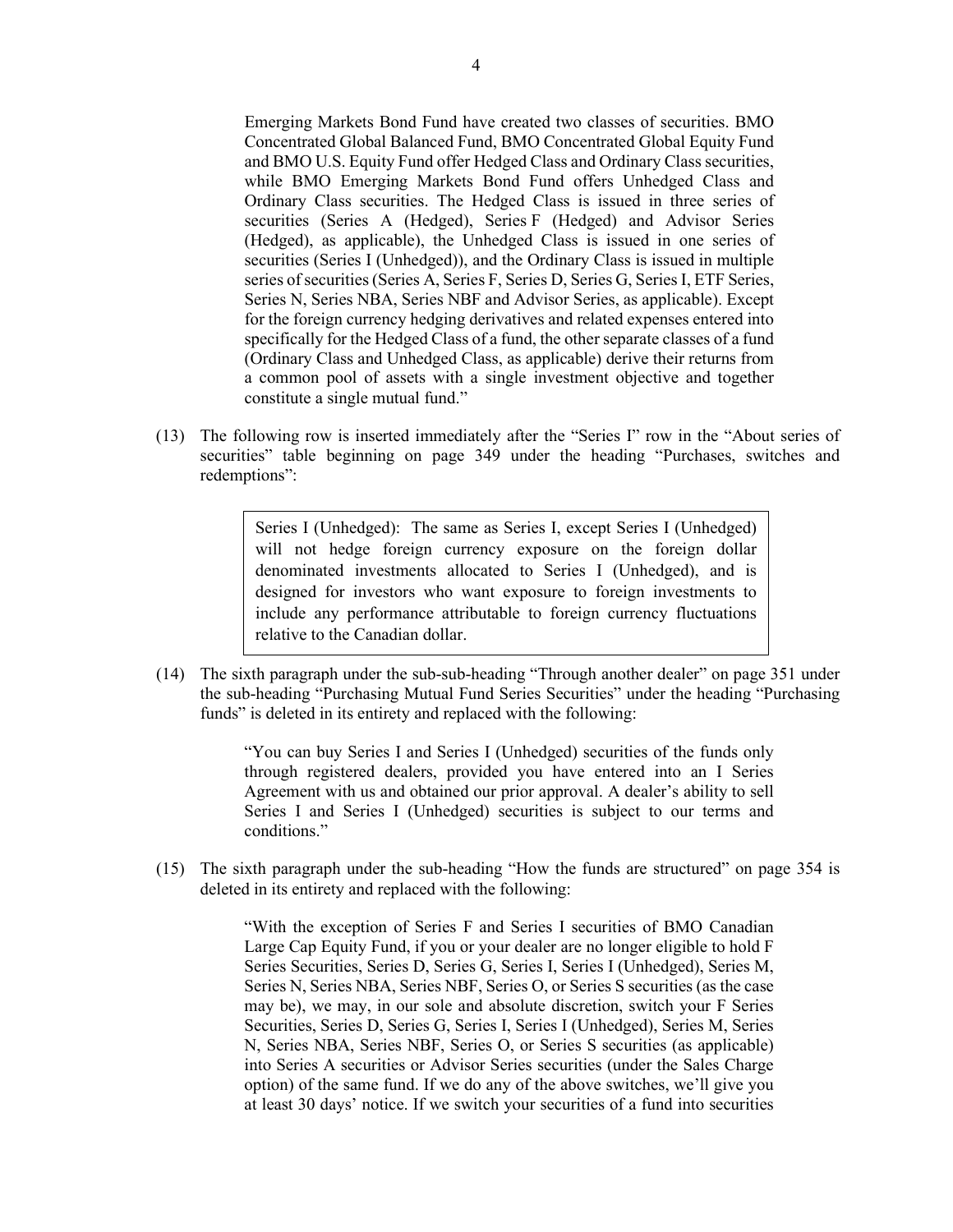> Emerging Markets Bond Fund have created two classes of securities. BMO Concentrated Global Balanced Fund, BMO Concentrated Global Equity Fund and BMO U.S. Equity Fund offer Hedged Class and Ordinary Class securities, while BMO Emerging Markets Bond Fund offers Unhedged Class and Ordinary Class securities. The Hedged Class is issued in three series of securities (Series A (Hedged), Series F (Hedged) and Advisor Series (Hedged), as applicable), the Unhedged Class is issued in one series of securities (Series I (Unhedged)), and the Ordinary Class is issued in multiple series of securities (Series A, Series F, Series D, Series G, Series I, ETF Series, Series N, Series NBA, Series NBF and Advisor Series, as applicable). Except for the foreign currency hedging derivatives and related expenses entered into specifically for the Hedged Class of a fund, the other separate classes of a fund (Ordinary Class and Unhedged Class, as applicable) derive their returns from a common pool of assets with a single investment objective and together constitute a single mutual fund."

(13) The following row is inserted immediately after the "Series I" row in the "About series of securities" table beginning on page 349 under the heading "Purchases, switches and redemptions":

| Series I (Unhedged): The same as Series I, except Series I (Unhedged) will not hedge foreign currency exposure on the foreign dollar denominated investments allocated to Series I (Unhedged), and is designed for investors who want exposure to foreign investments to include any performance attributable to foreign currency fluctuations relative to the Canadian dollar. |
|---|

(14) The sixth paragraph under the sub-sub-heading "Through another dealer" on page 351 under the sub-heading "Purchasing Mutual Fund Series Securities" under the heading "Purchasing funds" is deleted in its entirety and replaced with the following:

> "You can buy Series I and Series I (Unhedged) securities of the funds only through registered dealers, provided you have entered into an I Series Agreement with us and obtained our prior approval. A dealer's ability to sell Series I and Series I (Unhedged) securities is subject to our terms and conditions."

(15) The sixth paragraph under the sub-heading "How the funds are structured" on page 354 is deleted in its entirety and replaced with the following:

> "With the exception of Series F and Series I securities of BMO Canadian Large Cap Equity Fund, if you or your dealer are no longer eligible to hold F Series Securities, Series D, Series G, Series I, Series I (Unhedged), Series M, Series N, Series NBA, Series NBF, Series O, or Series S securities (as the case may be), we may, in our sole and absolute discretion, switch your F Series Securities, Series D, Series G, Series I, Series I (Unhedged), Series M, Series N, Series NBA, Series NBF, Series O, or Series S securities (as applicable) into Series A securities or Advisor Series securities (under the Sales Charge option) of the same fund. If we do any of the above switches, we'll give you at least 30 days' notice. If we switch your securities of a fund into securities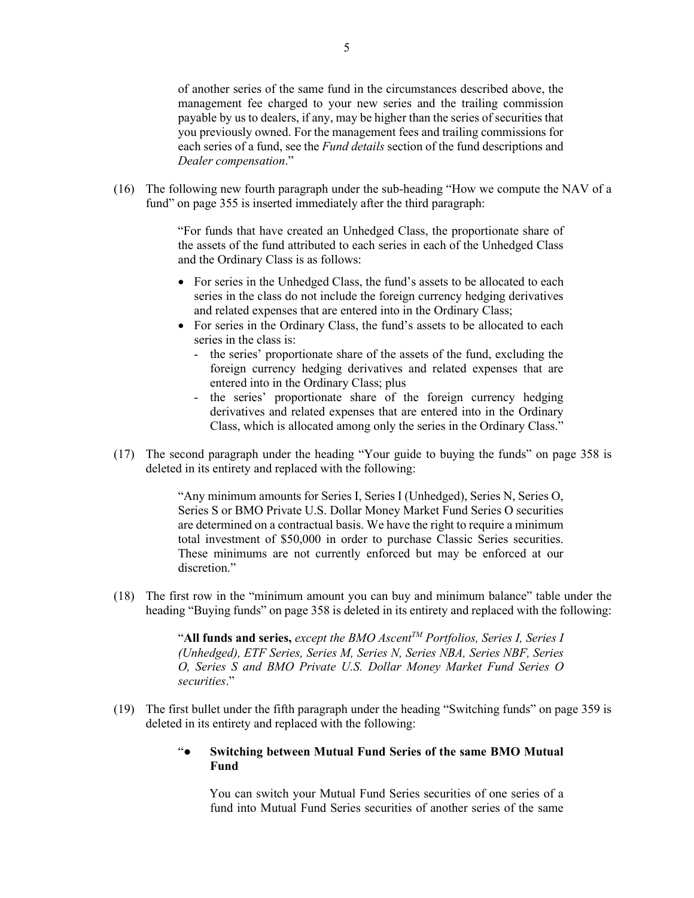of another series of the same fund in the circumstances described above, the management fee charged to your new series and the trailing commission payable by us to dealers, if any, may be higher than the series of securities that you previously owned. For the management fees and trailing commissions for each series of a fund, see the *Fund details* section of the fund descriptions and *Dealer compensation*."

(16) The following new fourth paragraph under the sub-heading "How we compute the NAV of a fund" on page 355 is inserted immediately after the third paragraph:

> "For funds that have created an Unhedged Class, the proportionate share of the assets of the fund attributed to each series in each of the Unhedged Class and the Ordinary Class is as follows:
>
> - For series in the Unhedged Class, the fund's assets to be allocated to each series in the class do not include the foreign currency hedging derivatives and related expenses that are entered into in the Ordinary Class;
> - For series in the Ordinary Class, the fund's assets to be allocated to each series in the class is:
>   - the series' proportionate share of the assets of the fund, excluding the foreign currency hedging derivatives and related expenses that are entered into in the Ordinary Class; plus
>   - the series' proportionate share of the foreign currency hedging derivatives and related expenses that are entered into in the Ordinary Class, which is allocated among only the series in the Ordinary Class."

(17) The second paragraph under the heading "Your guide to buying the funds" on page 358 is deleted in its entirety and replaced with the following:

> "Any minimum amounts for Series I, Series I (Unhedged), Series N, Series O, Series S or BMO Private U.S. Dollar Money Market Fund Series O securities are determined on a contractual basis. We have the right to require a minimum total investment of $50,000 in order to purchase Classic Series securities. These minimums are not currently enforced but may be enforced at our discretion."

(18) The first row in the "minimum amount you can buy and minimum balance" table under the heading "Buying funds" on page 358 is deleted in its entirety and replaced with the following:

> "**All funds and series,** *except the BMO Ascent™ Portfolios, Series I, Series I (Unhedged), ETF Series, Series M, Series N, Series NBA, Series NBF, Series O, Series S and BMO Private U.S. Dollar Money Market Fund Series O securities*."

(19) The first bullet under the fifth paragraph under the heading "Switching funds" on page 359 is deleted in its entirety and replaced with the following:

> "● **Switching between Mutual Fund Series of the same BMO Mutual Fund**
>
> You can switch your Mutual Fund Series securities of one series of a fund into Mutual Fund Series securities of another series of the same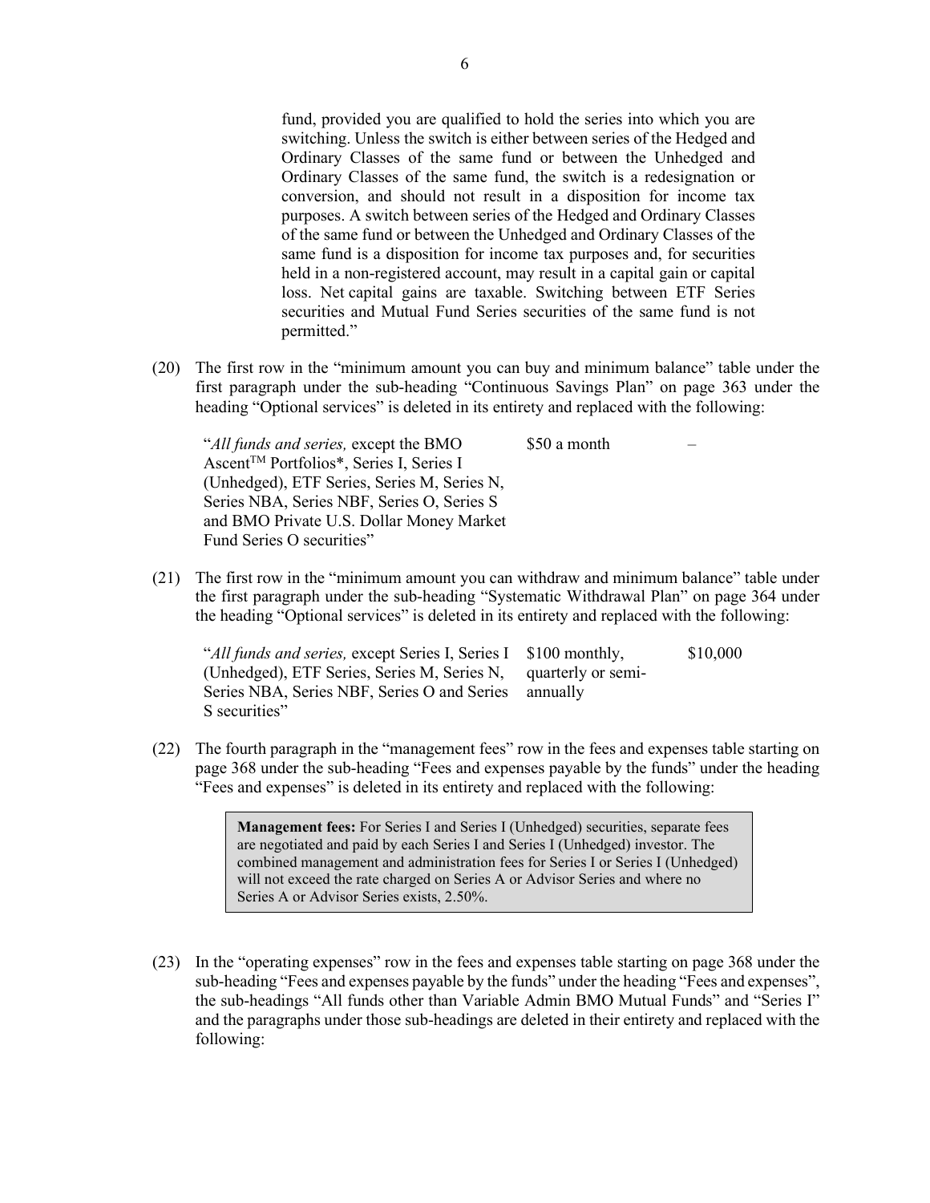fund, provided you are qualified to hold the series into which you are switching. Unless the switch is either between series of the Hedged and Ordinary Classes of the same fund or between the Unhedged and Ordinary Classes of the same fund, the switch is a redesignation or conversion, and should not result in a disposition for income tax purposes. A switch between series of the Hedged and Ordinary Classes of the same fund or between the Unhedged and Ordinary Classes of the same fund is a disposition for income tax purposes and, for securities held in a non-registered account, may result in a capital gain or capital loss. Net capital gains are taxable. Switching between ETF Series securities and Mutual Fund Series securities of the same fund is not permitted."

(20) The first row in the "minimum amount you can buy and minimum balance" table under the first paragraph under the sub-heading "Continuous Savings Plan" on page 363 under the heading "Optional services" is deleted in its entirety and replaced with the following:

| | | |
|---|---|---|
| "*All funds and series,* except the BMO Ascent™ Portfolios*, Series I, Series I (Unhedged), ETF Series, Series M, Series N, Series NBA, Series NBF, Series O, Series S and BMO Private U.S. Dollar Money Market Fund Series O securities" | $50 a month | – |

(21) The first row in the "minimum amount you can withdraw and minimum balance" table under the first paragraph under the sub-heading "Systematic Withdrawal Plan" on page 364 under the heading "Optional services" is deleted in its entirety and replaced with the following:

| | | |
|---|---|---|
| "*All funds and series,* except Series I, Series I (Unhedged), ETF Series, Series M, Series N, Series NBA, Series NBF, Series O and Series S securities" | $100 monthly, quarterly or semi-annually | $10,000 |

(22) The fourth paragraph in the "management fees" row in the fees and expenses table starting on page 368 under the sub-heading "Fees and expenses payable by the funds" under the heading "Fees and expenses" is deleted in its entirety and replaced with the following:

> **Management fees:** For Series I and Series I (Unhedged) securities, separate fees are negotiated and paid by each Series I and Series I (Unhedged) investor. The combined management and administration fees for Series I or Series I (Unhedged) will not exceed the rate charged on Series A or Advisor Series and where no Series A or Advisor Series exists, 2.50%.

(23) In the "operating expenses" row in the fees and expenses table starting on page 368 under the sub-heading "Fees and expenses payable by the funds" under the heading "Fees and expenses", the sub-headings "All funds other than Variable Admin BMO Mutual Funds" and "Series I" and the paragraphs under those sub-headings are deleted in their entirety and replaced with the following: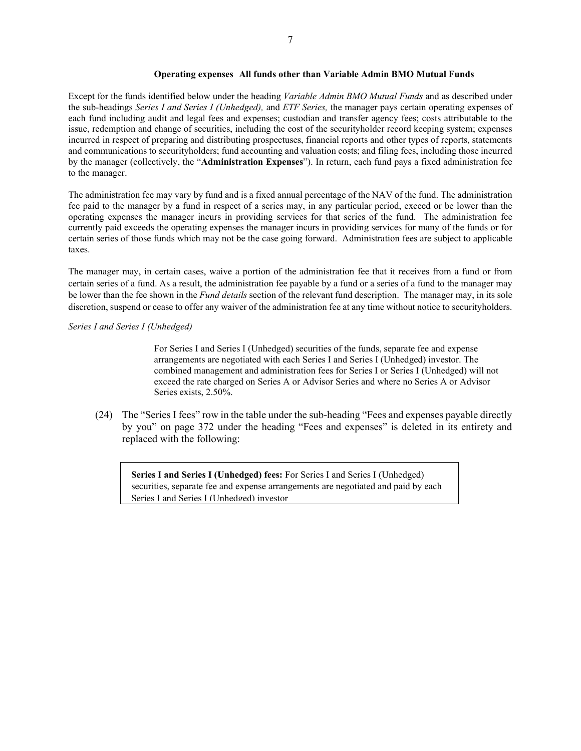**Operating expenses All funds other than Variable Admin BMO Mutual Funds**

Except for the funds identified below under the heading *Variable Admin BMO Mutual Funds* and as described under the sub-headings *Series I and Series I (Unhedged),* and *ETF Series,* the manager pays certain operating expenses of each fund including audit and legal fees and expenses; custodian and transfer agency fees; costs attributable to the issue, redemption and change of securities, including the cost of the securityholder record keeping system; expenses incurred in respect of preparing and distributing prospectuses, financial reports and other types of reports, statements and communications to securityholders; fund accounting and valuation costs; and filing fees, including those incurred by the manager (collectively, the "**Administration Expenses**"). In return, each fund pays a fixed administration fee to the manager.

The administration fee may vary by fund and is a fixed annual percentage of the NAV of the fund. The administration fee paid to the manager by a fund in respect of a series may, in any particular period, exceed or be lower than the operating expenses the manager incurs in providing services for that series of the fund. The administration fee currently paid exceeds the operating expenses the manager incurs in providing services for many of the funds or for certain series of those funds which may not be the case going forward. Administration fees are subject to applicable taxes.

The manager may, in certain cases, waive a portion of the administration fee that it receives from a fund or from certain series of a fund. As a result, the administration fee payable by a fund or a series of a fund to the manager may be lower than the fee shown in the *Fund details* section of the relevant fund description. The manager may, in its sole discretion, suspend or cease to offer any waiver of the administration fee at any time without notice to securityholders.

*Series I and Series I (Unhedged)*

For Series I and Series I (Unhedged) securities of the funds, separate fee and expense arrangements are negotiated with each Series I and Series I (Unhedged) investor. The combined management and administration fees for Series I or Series I (Unhedged) will not exceed the rate charged on Series A or Advisor Series and where no Series A or Advisor Series exists, 2.50%.

(24) The "Series I fees" row in the table under the sub-heading "Fees and expenses payable directly by you" on page 372 under the heading "Fees and expenses" is deleted in its entirety and replaced with the following:

| **Series I and Series I (Unhedged) fees:** For Series I and Series I (Unhedged) securities, separate fee and expense arrangements are negotiated and paid by each Series I and Series I (Unhedged) investor |
|---|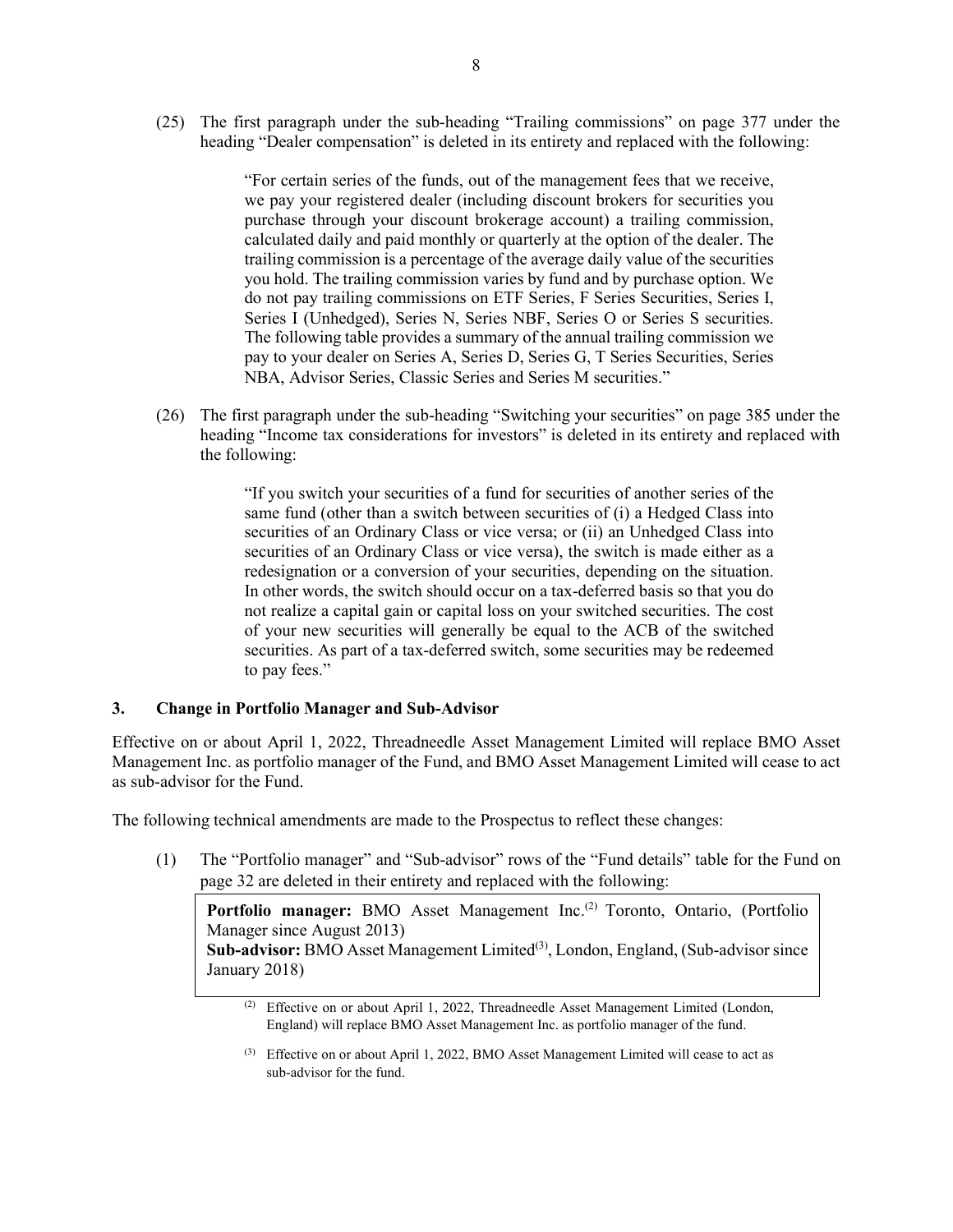(25) The first paragraph under the sub-heading "Trailing commissions" on page 377 under the heading "Dealer compensation" is deleted in its entirety and replaced with the following:

> "For certain series of the funds, out of the management fees that we receive, we pay your registered dealer (including discount brokers for securities you purchase through your discount brokerage account) a trailing commission, calculated daily and paid monthly or quarterly at the option of the dealer. The trailing commission is a percentage of the average daily value of the securities you hold. The trailing commission varies by fund and by purchase option. We do not pay trailing commissions on ETF Series, F Series Securities, Series I, Series I (Unhedged), Series N, Series NBF, Series O or Series S securities. The following table provides a summary of the annual trailing commission we pay to your dealer on Series A, Series D, Series G, T Series Securities, Series NBA, Advisor Series, Classic Series and Series M securities."

(26) The first paragraph under the sub-heading "Switching your securities" on page 385 under the heading "Income tax considerations for investors" is deleted in its entirety and replaced with the following:

> "If you switch your securities of a fund for securities of another series of the same fund (other than a switch between securities of (i) a Hedged Class into securities of an Ordinary Class or vice versa; or (ii) an Unhedged Class into securities of an Ordinary Class or vice versa), the switch is made either as a redesignation or a conversion of your securities, depending on the situation. In other words, the switch should occur on a tax-deferred basis so that you do not realize a capital gain or capital loss on your switched securities. The cost of your new securities will generally be equal to the ACB of the switched securities. As part of a tax-deferred switch, some securities may be redeemed to pay fees."

## 3. Change in Portfolio Manager and Sub-Advisor

Effective on or about April 1, 2022, Threadneedle Asset Management Limited will replace BMO Asset Management Inc. as portfolio manager of the Fund, and BMO Asset Management Limited will cease to act as sub-advisor for the Fund.

The following technical amendments are made to the Prospectus to reflect these changes:

(1) The "Portfolio manager" and "Sub-advisor" rows of the "Fund details" table for the Fund on page 32 are deleted in their entirety and replaced with the following:

> **Portfolio manager:** BMO Asset Management Inc.[2] Toronto, Ontario, (Portfolio Manager since August 2013)
> **Sub-advisor:** BMO Asset Management Limited[3], London, England, (Sub-advisor since January 2018)

[2] Effective on or about April 1, 2022, Threadneedle Asset Management Limited (London, England) will replace BMO Asset Management Inc. as portfolio manager of the fund.

[3] Effective on or about April 1, 2022, BMO Asset Management Limited will cease to act as sub-advisor for the fund.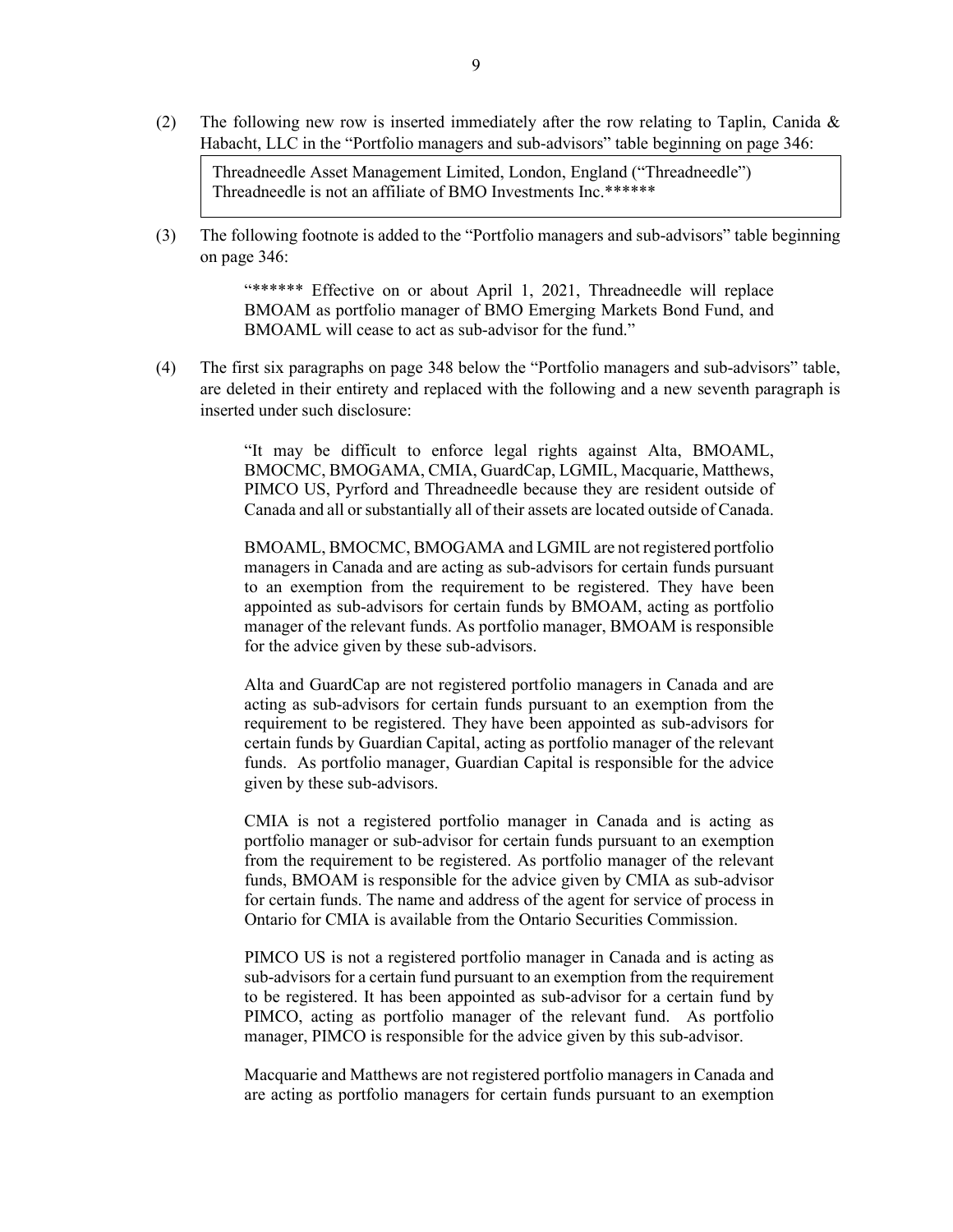(2) The following new row is inserted immediately after the row relating to Taplin, Canida & Habacht, LLC in the "Portfolio managers and sub-advisors" table beginning on page 346:

| Threadneedle Asset Management Limited, London, England ("Threadneedle") Threadneedle is not an affiliate of BMO Investments Inc.****** |
|---|

(3) The following footnote is added to the "Portfolio managers and sub-advisors" table beginning on page 346:

> "****** Effective on or about April 1, 2021, Threadneedle will replace BMOAM as portfolio manager of BMO Emerging Markets Bond Fund, and BMOAML will cease to act as sub-advisor for the fund."

(4) The first six paragraphs on page 348 below the "Portfolio managers and sub-advisors" table, are deleted in their entirety and replaced with the following and a new seventh paragraph is inserted under such disclosure:

> "It may be difficult to enforce legal rights against Alta, BMOAML, BMOCMC, BMOGAMA, CMIA, GuardCap, LGMIL, Macquarie, Matthews, PIMCO US, Pyrford and Threadneedle because they are resident outside of Canada and all or substantially all of their assets are located outside of Canada.
>
> BMOAML, BMOCMC, BMOGAMA and LGMIL are not registered portfolio managers in Canada and are acting as sub-advisors for certain funds pursuant to an exemption from the requirement to be registered. They have been appointed as sub-advisors for certain funds by BMOAM, acting as portfolio manager of the relevant funds. As portfolio manager, BMOAM is responsible for the advice given by these sub-advisors.
>
> Alta and GuardCap are not registered portfolio managers in Canada and are acting as sub-advisors for certain funds pursuant to an exemption from the requirement to be registered. They have been appointed as sub-advisors for certain funds by Guardian Capital, acting as portfolio manager of the relevant funds. As portfolio manager, Guardian Capital is responsible for the advice given by these sub-advisors.
>
> CMIA is not a registered portfolio manager in Canada and is acting as portfolio manager or sub-advisor for certain funds pursuant to an exemption from the requirement to be registered. As portfolio manager of the relevant funds, BMOAM is responsible for the advice given by CMIA as sub-advisor for certain funds. The name and address of the agent for service of process in Ontario for CMIA is available from the Ontario Securities Commission.
>
> PIMCO US is not a registered portfolio manager in Canada and is acting as sub-advisors for a certain fund pursuant to an exemption from the requirement to be registered. It has been appointed as sub-advisor for a certain fund by PIMCO, acting as portfolio manager of the relevant fund. As portfolio manager, PIMCO is responsible for the advice given by this sub-advisor.
>
> Macquarie and Matthews are not registered portfolio managers in Canada and are acting as portfolio managers for certain funds pursuant to an exemption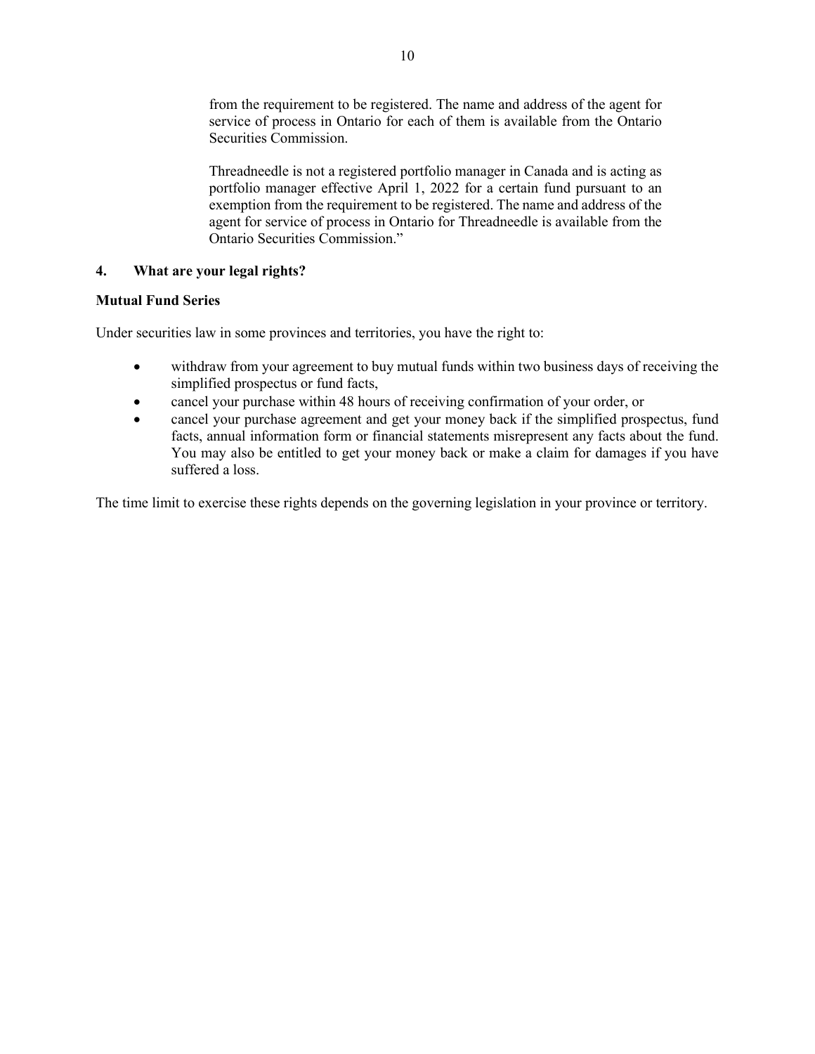from the requirement to be registered. The name and address of the agent for service of process in Ontario for each of them is available from the Ontario Securities Commission.

Threadneedle is not a registered portfolio manager in Canada and is acting as portfolio manager effective April 1, 2022 for a certain fund pursuant to an exemption from the requirement to be registered. The name and address of the agent for service of process in Ontario for Threadneedle is available from the Ontario Securities Commission."

**4. What are your legal rights?**

**Mutual Fund Series**

Under securities law in some provinces and territories, you have the right to:

- withdraw from your agreement to buy mutual funds within two business days of receiving the simplified prospectus or fund facts,
- cancel your purchase within 48 hours of receiving confirmation of your order, or
- cancel your purchase agreement and get your money back if the simplified prospectus, fund facts, annual information form or financial statements misrepresent any facts about the fund. You may also be entitled to get your money back or make a claim for damages if you have suffered a loss.

The time limit to exercise these rights depends on the governing legislation in your province or territory.